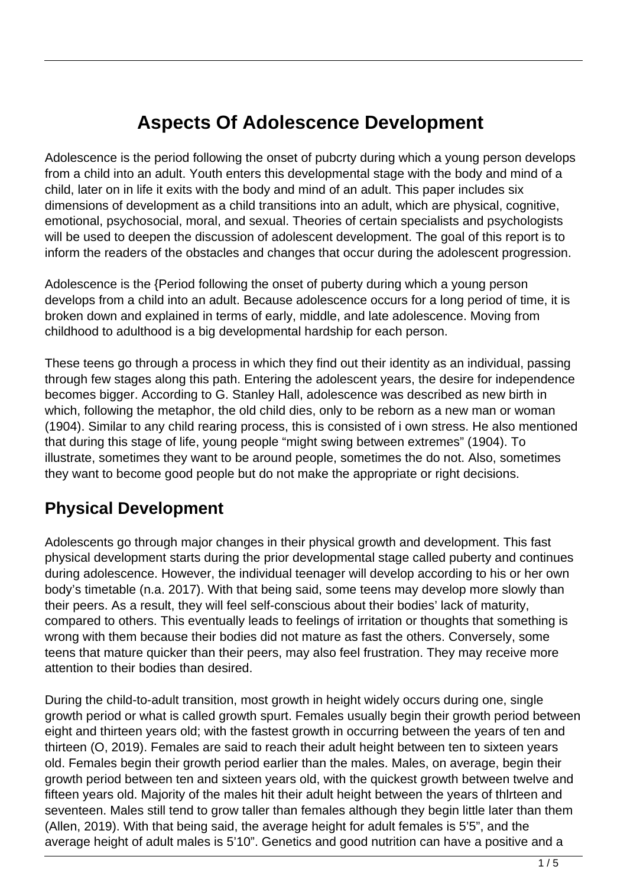# Aspects Of Adolescence Development

Adolescence is the period following the onset of pubcrty during which a young person develops from a child into an adult. Youth enters this developmental stage with the body and mind of a child, later on in life it exits with the body and mind of an adult. This paper includes six dimensions of development as a child transitions into an adult, which are physical, cognitive, emotional, psychosocial, moral, and sexual. Theories of certain specialists and psychologists will be used to deepen the discussion of adolescent development. The goal of this report is to inform the readers of the obstacles and changes that occur during the adolescent progression.

Adolescence is the {Period following the onset of puberty during which a young person develops from a child into an adult. Because adolescence occurs for a long period of time, it is broken down and explained in terms of early, middle, and late adolescence. Moving from childhood to adulthood is a big developmental hardship for each person.

These teens go through a process in which they find out their identity as an individual, passing through few stages along this path. Entering the adolescent years, the desire for independence becomes bigger. According to G. Stanley Hall, adolescence was described as new birth in which, following the metaphor, the old child dies, only to be reborn as a new man or woman (1904). Similar to any child rearing process, this is consisted of i own stress. He also mentioned that during this stage of life, young people "might swing between extremes" (1904). To illustrate, sometimes they want to be around people, sometimes the do not. Also, sometimes they want to become good people but do not make the appropriate or right decisions.

## Physical Development

Adolescents go through major changes in their physical growth and development. This fast physical development starts during the prior developmental stage called puberty and continues during adolescence. However, the individual teenager will develop according to his or her own body's timetable (n.a. 2017). With that being said, some teens may develop more slowly than their peers. As a result, they will feel self-conscious about their bodies' lack of maturity, compared to others. This eventually leads to feelings of irritation or thoughts that something is wrong with them because their bodies did not mature as fast the others. Conversely, some teens that mature quicker than their peers, may also feel frustration. They may receive more attention to their bodies than desired.

During the child-to-adult transition, most growth in height widely occurs during one, single growth period or what is called growth spurt. Females usually begin their growth period between eight and thirteen years old; with the fastest growth in occurring between the years of ten and thirteen (O, 2019). Females are said to reach their adult height between ten to sixteen years old. Females begin their growth period earlier than the males. Males, on average, begin their growth period between ten and sixteen years old, with the quickest growth between twelve and fifteen years old. Majority of the males hit their adult height between the years of thlrteen and seventeen. Males still tend to grow taller than females although they begin little later than them (Allen, 2019). With that being said, the average height for adult females is 5'5", and the average height of adult males is 5'10". Genetics and good nutrition can have a positive and a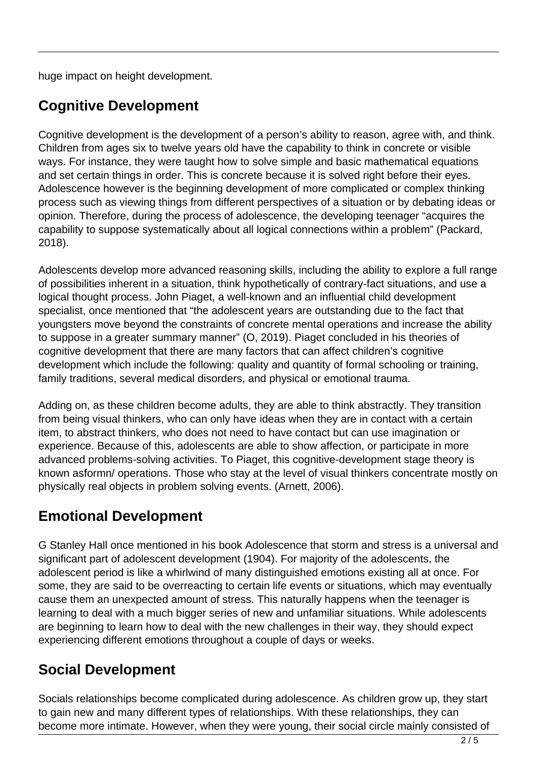huge impact on height development.

## Cognitive Development

Cognitive development is the development of a person's ability to reason, agree with, and think. Children from ages six to twelve years old have the capability to think in concrete or visible ways. For instance, they were taught how to solve simple and basic mathematical equations and set certain things in order. This is concrete because it is solved right before their eyes. Adolescence however is the beginning development of more complicated or complex thinking process such as viewing things from different perspectives of a situation or by debating ideas or opinion. Therefore, during the process of adolescence, the developing teenager "acquires the capability to suppose systematically about all logical connections within a problem" (Packard, 2018).

Adolescents develop more advanced reasoning skills, including the ability to explore a full range of possibilities inherent in a situation, think hypothetically of contrary-fact situations, and use a logical thought process. John Piaget, a well-known and an influential child development specialist, once mentioned that "the adolescent years are outstanding due to the fact that youngsters move beyond the constraints of concrete mental operations and increase the ability to suppose in a greater summary manner" (O, 2019). Piaget concluded in his theories of cognitive development that there are many factors that can affect children's cognitive development which include the following: quality and quantity of formal schooling or training, family traditions, several medical disorders, and physical or emotional trauma.

Adding on, as these children become adults, they are able to think abstractly. They transition from being visual thinkers, who can only have ideas when they are in contact with a certain item, to abstract thinkers, who does not need to have contact but can use imagination or experience. Because of this, adolescents are able to show affection, or participate in more advanced problems-solving activities. To Piaget, this cognitive-development stage theory is known asformn/ operations. Those who stay at the level of visual thinkers concentrate mostly on physically real objects in problem solving events. (Arnett, 2006).

## Emotional Development

G Stanley Hall once mentioned in his book Adolescence that storm and stress is a universal and significant part of adolescent development (1904). For majority of the adolescents, the adolescent period is like a whirlwind of many distinguished emotions existing all at once. For some, they are said to be overreacting to certain life events or situations, which may eventually cause them an unexpected amount of stress. This naturally happens when the teenager is learning to deal with a much bigger series of new and unfamiliar situations. While adolescents are beginning to learn how to deal with the new challenges in their way, they should expect experiencing different emotions throughout a couple of days or weeks.

## Social Development

Socials relationships become complicated during adolescence. As children grow up, they start to gain new and many different types of relationships. With these relationships, they can become more intimate. However, when they were young, their social circle mainly consisted of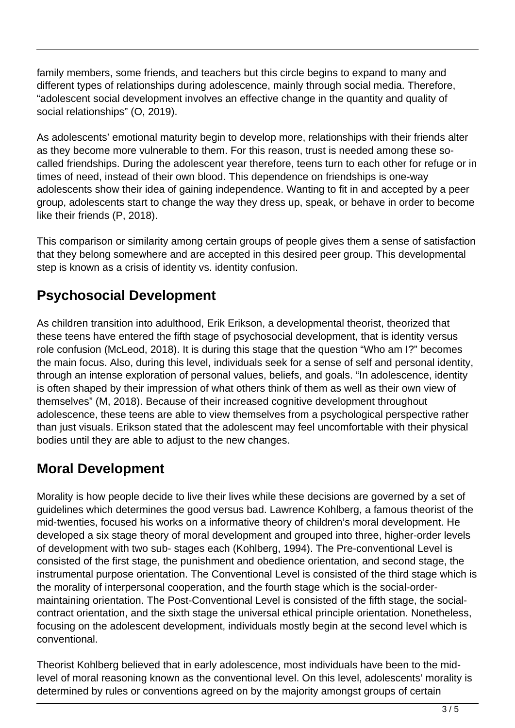family members, some friends, and teachers but this circle begins to expand to many and different types of relationships during adolescence, mainly through social media. Therefore, “adolescent social development involves an effective change in the quantity and quality of social relationships” (O, 2019).

As adolescents’ emotional maturity begin to develop more, relationships with their friends alter as they become more vulnerable to them. For this reason, trust is needed among these so-called friendships. During the adolescent year therefore, teens turn to each other for refuge or in times of need, instead of their own blood. This dependence on friendships is one-way adolescents show their idea of gaining independence. Wanting to fit in and accepted by a peer group, adolescents start to change the way they dress up, speak, or behave in order to become like their friends (P, 2018).

This comparison or similarity among certain groups of people gives them a sense of satisfaction that they belong somewhere and are accepted in this desired peer group. This developmental step is known as a crisis of identity vs. identity confusion.

## Psychosocial Development

As children transition into adulthood, Erik Erikson, a developmental theorist, theorized that these teens have entered the fifth stage of psychosocial development, that is identity versus role confusion (McLeod, 2018). It is during this stage that the question “Who am I?” becomes the main focus. Also, during this level, individuals seek for a sense of self and personal identity, through an intense exploration of personal values, beliefs, and goals. “In adolescence, identity is often shaped by their impression of what others think of them as well as their own view of themselves” (M, 2018). Because of their increased cognitive development throughout adolescence, these teens are able to view themselves from a psychological perspective rather than just visuals. Erikson stated that the adolescent may feel uncomfortable with their physical bodies until they are able to adjust to the new changes.

## Moral Development

Morality is how people decide to live their lives while these decisions are governed by a set of guidelines which determines the good versus bad. Lawrence Kohlberg, a famous theorist of the mid-twenties, focused his works on a informative theory of children’s moral development. He developed a six stage theory of moral development and grouped into three, higher-order levels of development with two sub- stages each (Kohlberg, 1994). The Pre-conventional Level is consisted of the first stage, the punishment and obedience orientation, and second stage, the instrumental purpose orientation. The Conventional Level is consisted of the third stage which is the morality of interpersonal cooperation, and the fourth stage which is the social-order-maintaining orientation. The Post-Conventional Level is consisted of the fifth stage, the social-contract orientation, and the sixth stage the universal ethical principle orientation. Nonetheless, focusing on the adolescent development, individuals mostly begin at the second level which is conventional.

Theorist Kohlberg believed that in early adolescence, most individuals have been to the mid-level of moral reasoning known as the conventional level. On this level, adolescents’ morality is determined by rules or conventions agreed on by the majority amongst groups of certain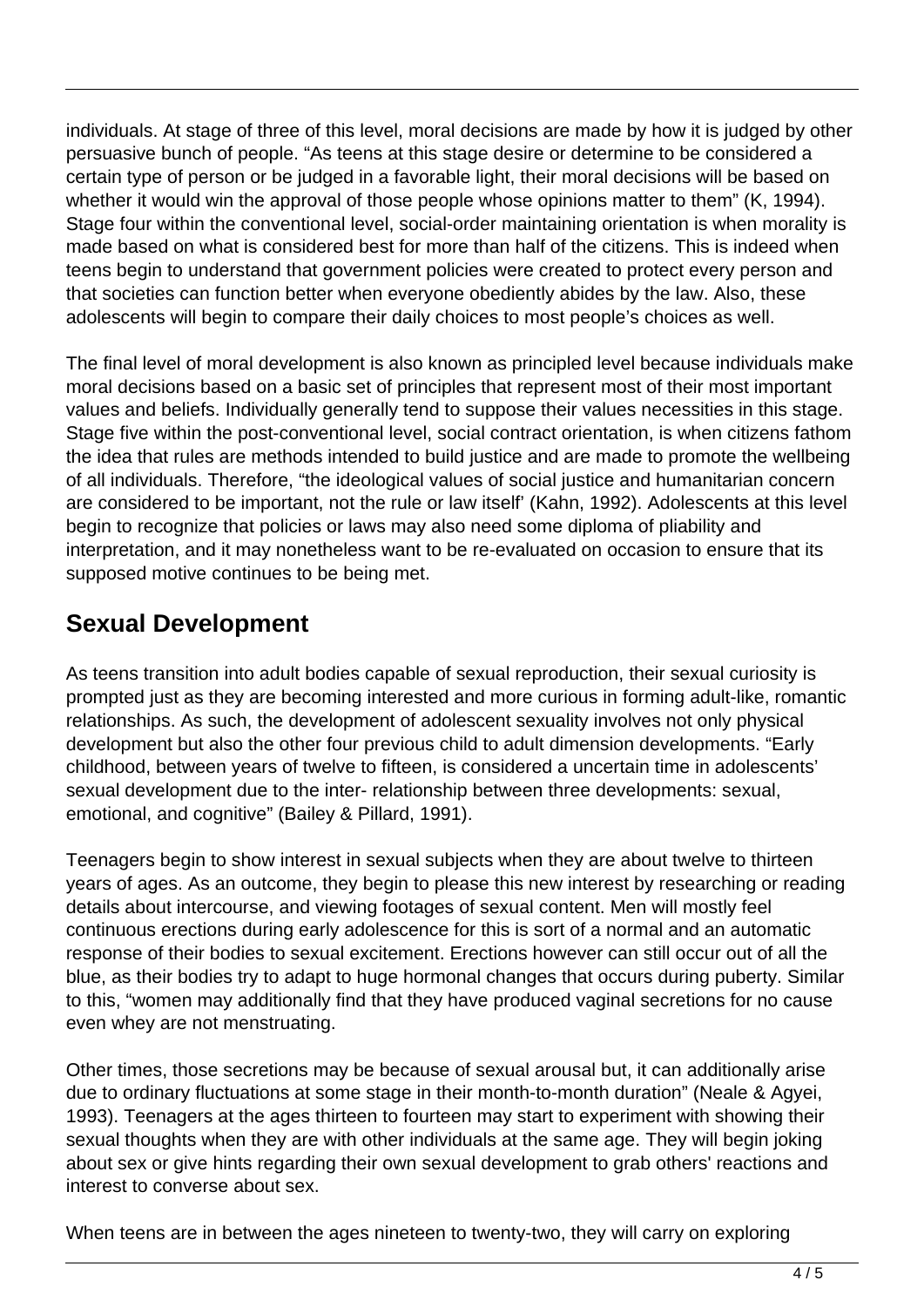individuals. At stage of three of this level, moral decisions are made by how it is judged by other persuasive bunch of people. "As teens at this stage desire or determine to be considered a certain type of person or be judged in a favorable light, their moral decisions will be based on whether it would win the approval of those people whose opinions matter to them" (K, 1994). Stage four within the conventional level, social-order maintaining orientation is when morality is made based on what is considered best for more than half of the citizens. This is indeed when teens begin to understand that government policies were created to protect every person and that societies can function better when everyone obediently abides by the law. Also, these adolescents will begin to compare their daily choices to most people's choices as well.

The final level of moral development is also known as principled level because individuals make moral decisions based on a basic set of principles that represent most of their most important values and beliefs. Individually generally tend to suppose their values necessities in this stage. Stage five within the post-conventional level, social contract orientation, is when citizens fathom the idea that rules are methods intended to build justice and are made to promote the wellbeing of all individuals. Therefore, "the ideological values of social justice and humanitarian concern are considered to be important, not the rule or law itself' (Kahn, 1992). Adolescents at this level begin to recognize that policies or laws may also need some diploma of pliability and interpretation, and it may nonetheless want to be re-evaluated on occasion to ensure that its supposed motive continues to be being met.

## Sexual Development

As teens transition into adult bodies capable of sexual reproduction, their sexual curiosity is prompted just as they are becoming interested and more curious in forming adult-like, romantic relationships. As such, the development of adolescent sexuality involves not only physical development but also the other four previous child to adult dimension developments. "Early childhood, between years of twelve to fifteen, is considered a uncertain time in adolescents' sexual development due to the inter- relationship between three developments: sexual, emotional, and cognitive" (Bailey & Pillard, 1991).

Teenagers begin to show interest in sexual subjects when they are about twelve to thirteen years of ages. As an outcome, they begin to please this new interest by researching or reading details about intercourse, and viewing footages of sexual content. Men will mostly feel continuous erections during early adolescence for this is sort of a normal and an automatic response of their bodies to sexual excitement. Erections however can still occur out of all the blue, as their bodies try to adapt to huge hormonal changes that occurs during puberty. Similar to this, "women may additionally find that they have produced vaginal secretions for no cause even whey are not menstruating.

Other times, those secretions may be because of sexual arousal but, it can additionally arise due to ordinary fluctuations at some stage in their month-to-month duration" (Neale & Agyei, 1993). Teenagers at the ages thirteen to fourteen may start to experiment with showing their sexual thoughts when they are with other individuals at the same age. They will begin joking about sex or give hints regarding their own sexual development to grab others' reactions and interest to converse about sex.

When teens are in between the ages nineteen to twenty-two, they will carry on exploring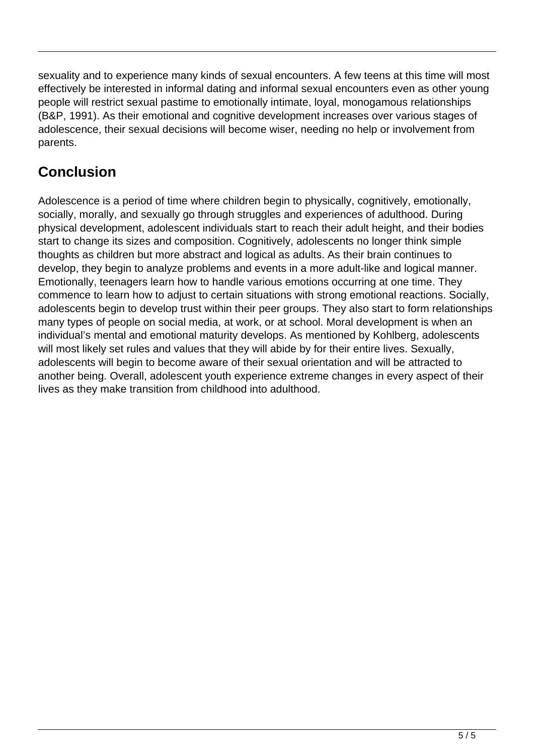sexuality and to experience many kinds of sexual encounters. A few teens at this time will most effectively be interested in informal dating and informal sexual encounters even as other young people will restrict sexual pastime to emotionally intimate, loyal, monogamous relationships (B&P, 1991). As their emotional and cognitive development increases over various stages of adolescence, their sexual decisions will become wiser, needing no help or involvement from parents.

## Conclusion

Adolescence is a period of time where children begin to physically, cognitively, emotionally, socially, morally, and sexually go through struggles and experiences of adulthood. During physical development, adolescent individuals start to reach their adult height, and their bodies start to change its sizes and composition. Cognitively, adolescents no longer think simple thoughts as children but more abstract and logical as adults. As their brain continues to develop, they begin to analyze problems and events in a more adult-like and logical manner. Emotionally, teenagers learn how to handle various emotions occurring at one time. They commence to learn how to adjust to certain situations with strong emotional reactions. Socially, adolescents begin to develop trust within their peer groups. They also start to form relationships many types of people on social media, at work, or at school. Moral development is when an individual's mental and emotional maturity develops. As mentioned by Kohlberg, adolescents will most likely set rules and values that they will abide by for their entire lives. Sexually, adolescents will begin to become aware of their sexual orientation and will be attracted to another being. Overall, adolescent youth experience extreme changes in every aspect of their lives as they make transition from childhood into adulthood.